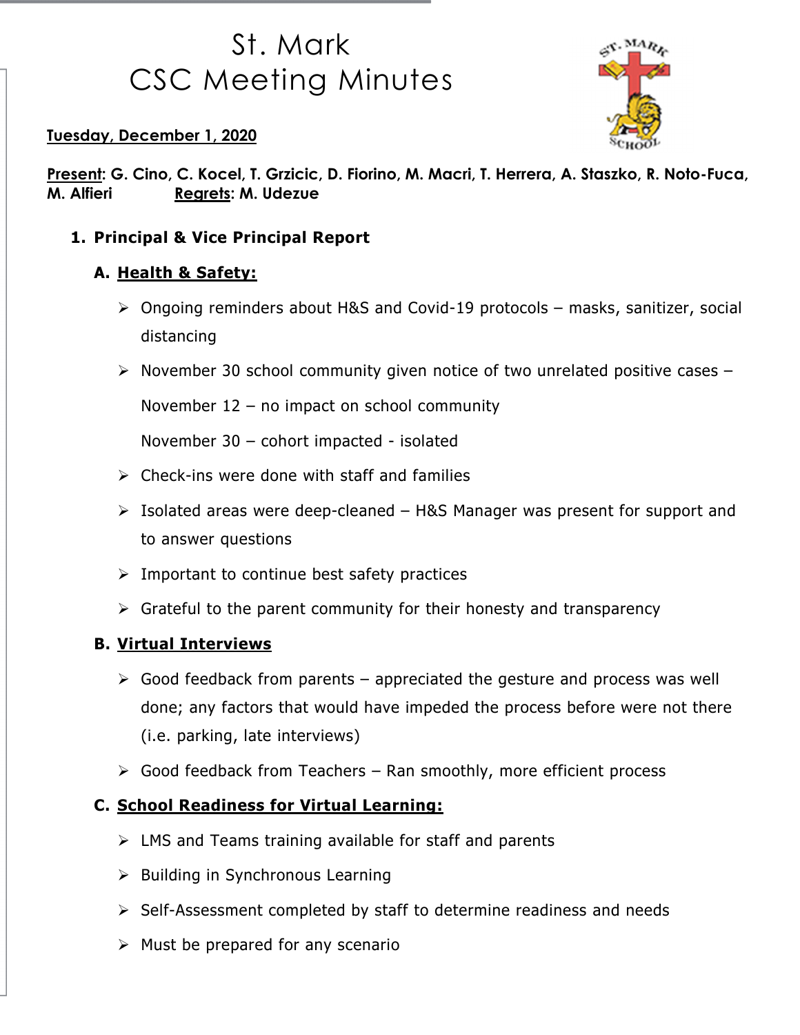# St. Mark
# CSC Meeting Minutes

**Tuesday, December 1, 2020**

**Present: G. Cino, C. Kocel, T. Grzicic, D. Fiorino, M. Macri, T. Herrera, A. Staszko, R. Noto-Fuca, M. Alfieri** **Regrets: M. Udezue**

## 1. Principal & Vice Principal Report

### A. Health & Safety:

- Ongoing reminders about H&S and Covid-19 protocols – masks, sanitizer, social distancing
- November 30 school community given notice of two unrelated positive cases –

  November 12 – no impact on school community

  November 30 – cohort impacted - isolated
- Check-ins were done with staff and families
- Isolated areas were deep-cleaned – H&S Manager was present for support and to answer questions
- Important to continue best safety practices
- Grateful to the parent community for their honesty and transparency

### B. Virtual Interviews

- Good feedback from parents – appreciated the gesture and process was well done; any factors that would have impeded the process before were not there (i.e. parking, late interviews)
- Good feedback from Teachers – Ran smoothly, more efficient process

### C. School Readiness for Virtual Learning:

- LMS and Teams training available for staff and parents
- Building in Synchronous Learning
- Self-Assessment completed by staff to determine readiness and needs
- Must be prepared for any scenario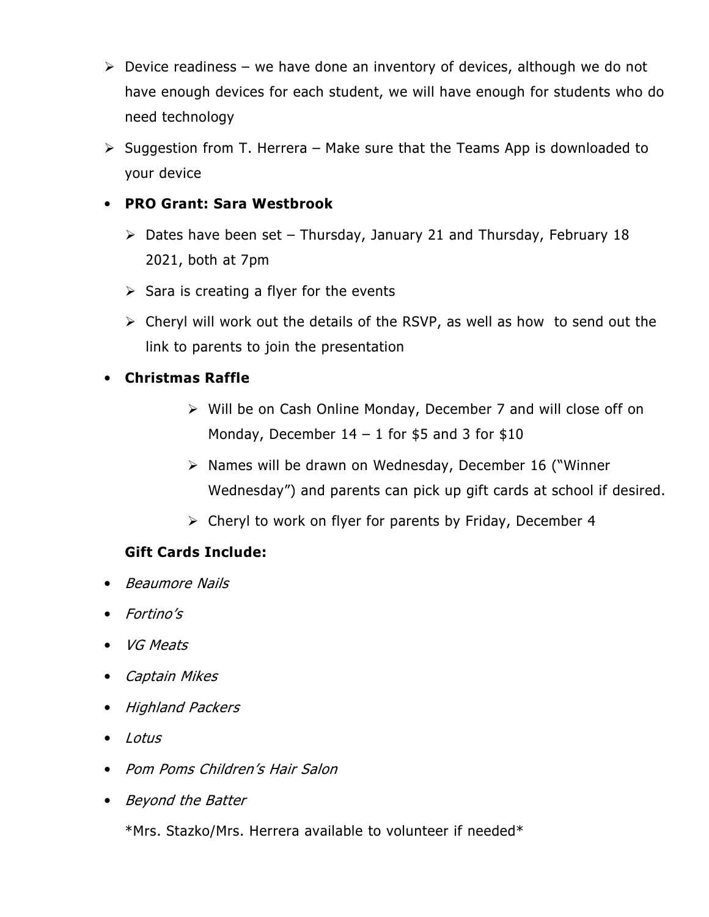- Device readiness – we have done an inventory of devices, although we do not have enough devices for each student, we will have enough for students who do need technology
- Suggestion from T. Herrera – Make sure that the Teams App is downloaded to your device

- **PRO Grant: Sara Westbrook**
  - Dates have been set – Thursday, January 21 and Thursday, February 18 2021, both at 7pm
  - Sara is creating a flyer for the events
  - Cheryl will work out the details of the RSVP, as well as how to send out the link to parents to join the presentation

- **Christmas Raffle**
  - Will be on Cash Online Monday, December 7 and will close off on Monday, December 14 – 1 for $5 and 3 for $10
  - Names will be drawn on Wednesday, December 16 ("Winner Wednesday") and parents can pick up gift cards at school if desired.
  - Cheryl to work on flyer for parents by Friday, December 4

  **Gift Cards Include:**

- *Beaumore Nails*
- *Fortino's*
- *VG Meats*
- *Captain Mikes*
- *Highland Packers*
- *Lotus*
- *Pom Poms Children's Hair Salon*
- *Beyond the Batter*

  *Mrs. Stazko/Mrs. Herrera available to volunteer if needed*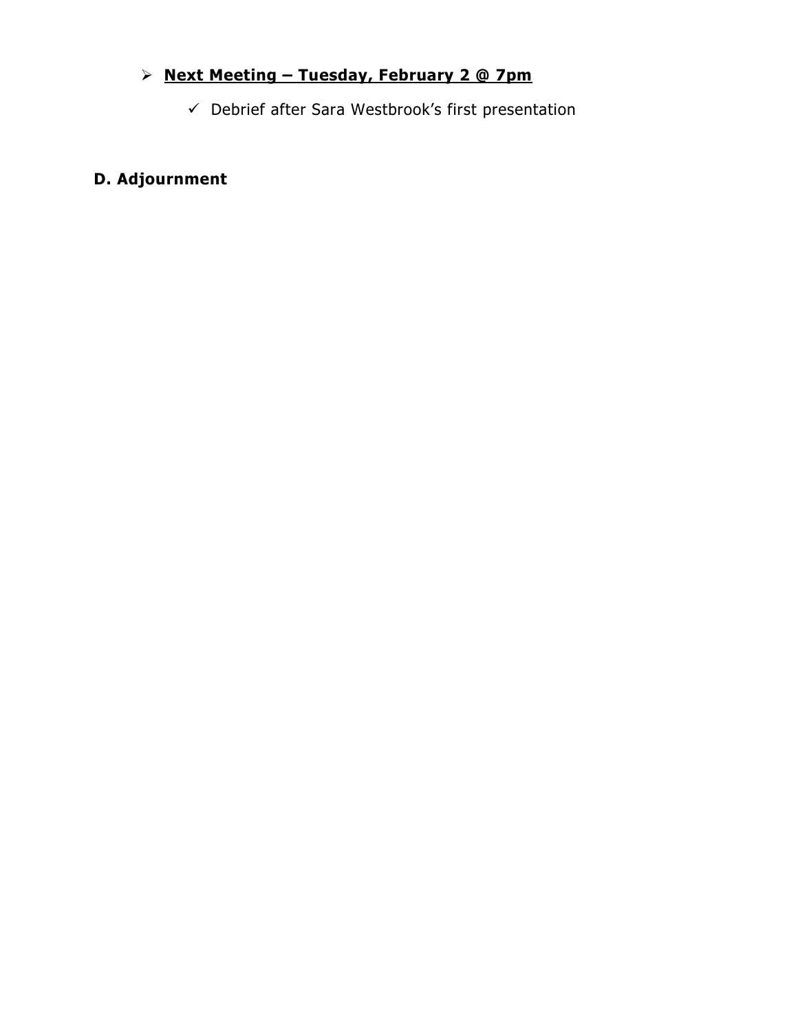- **<u>Next Meeting – Tuesday, February 2 @ 7pm</u>**
  - ✓ Debrief after Sara Westbrook's first presentation

**D. Adjournment**